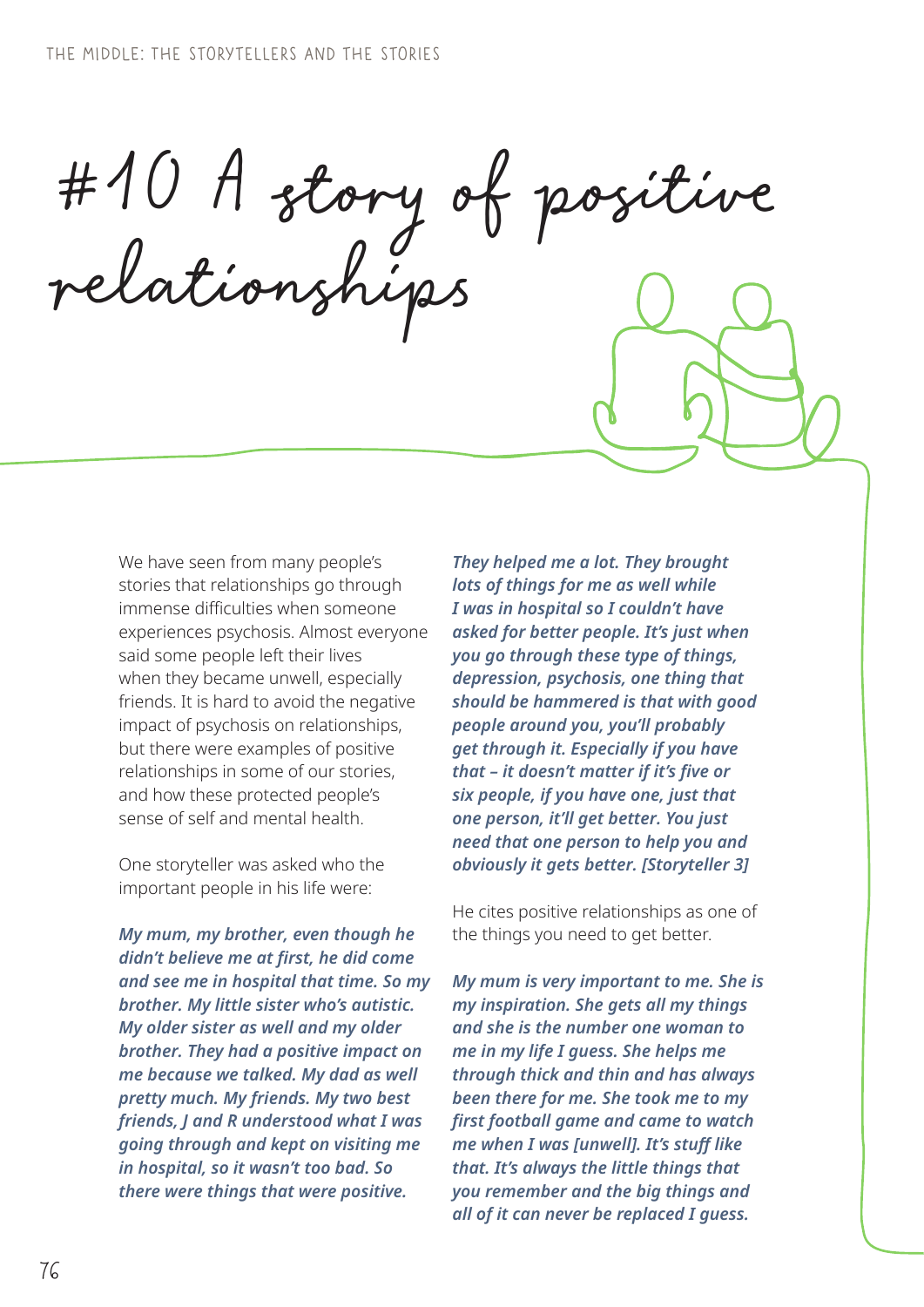# #10 A story of positive relationships

We have seen from many people's stories that relationships go through immense difficulties when someone experiences psychosis. Almost everyone said some people left their lives when they became unwell, especially friends. It is hard to avoid the negative impact of psychosis on relationships, but there were examples of positive relationships in some of our stories, and how these protected people's sense of self and mental health.

One storyteller was asked who the important people in his life were:

***My mum, my brother, even though he didn't believe me at first, he did come and see me in hospital that time. So my brother. My little sister who's autistic. My older sister as well and my older brother. They had a positive impact on me because we talked. My dad as well pretty much. My friends. My two best friends, J and R understood what I was going through and kept on visiting me in hospital, so it wasn't too bad. So there were things that were positive.***

***They helped me a lot. They brought lots of things for me as well while I was in hospital so I couldn't have asked for better people. It's just when you go through these type of things, depression, psychosis, one thing that should be hammered is that with good people around you, you'll probably get through it. Especially if you have that – it doesn't matter if it's five or six people, if you have one, just that one person, it'll get better. You just need that one person to help you and obviously it gets better. [Storyteller 3]***

He cites positive relationships as one of the things you need to get better.

***My mum is very important to me. She is my inspiration. She gets all my things and she is the number one woman to me in my life I guess. She helps me through thick and thin and has always been there for me. She took me to my first football game and came to watch me when I was [unwell]. It's stuff like that. It's always the little things that you remember and the big things and all of it can never be replaced I guess.***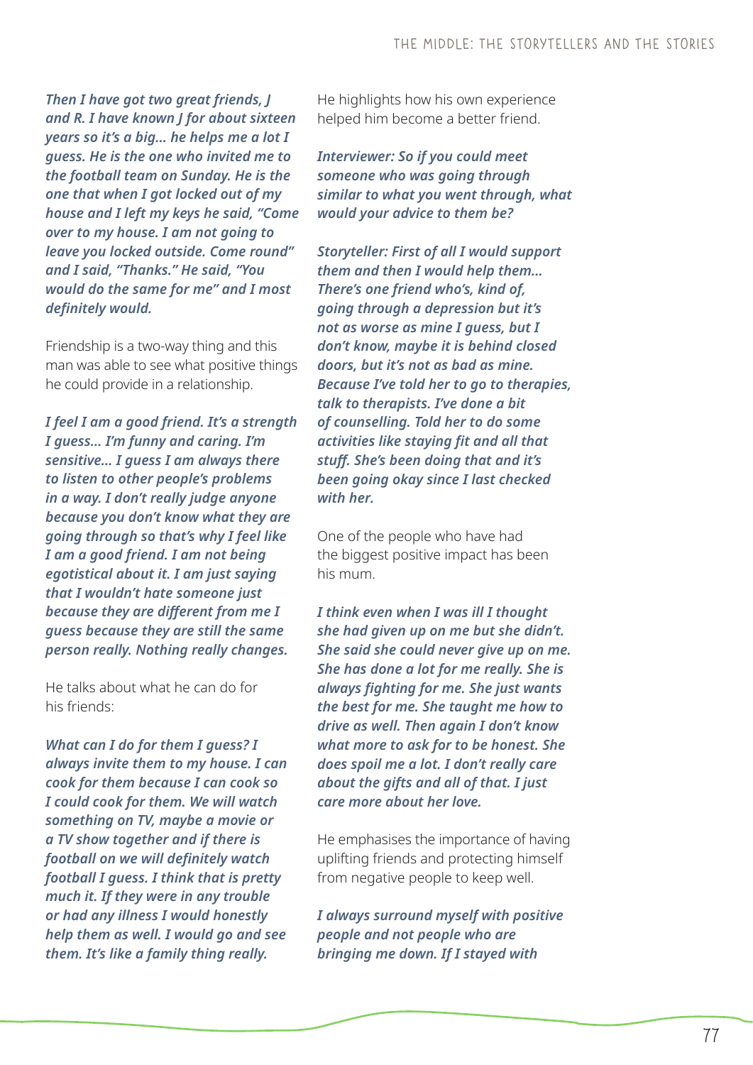*Then I have got two great friends, J and R. I have known J for about sixteen years so it's a big... he helps me a lot I guess. He is the one who invited me to the football team on Sunday. He is the one that when I got locked out of my house and I left my keys he said, "Come over to my house. I am not going to leave you locked outside. Come round" and I said, "Thanks." He said, "You would do the same for me" and I most definitely would.*

Friendship is a two-way thing and this man was able to see what positive things he could provide in a relationship.

*I feel I am a good friend. It's a strength I guess... I'm funny and caring. I'm sensitive... I guess I am always there to listen to other people's problems in a way. I don't really judge anyone because you don't know what they are going through so that's why I feel like I am a good friend. I am not being egotistical about it. I am just saying that I wouldn't hate someone just because they are different from me I guess because they are still the same person really. Nothing really changes.*

He talks about what he can do for his friends:

*What can I do for them I guess? I always invite them to my house. I can cook for them because I can cook so I could cook for them. We will watch something on TV, maybe a movie or a TV show together and if there is football on we will definitely watch football I guess. I think that is pretty much it. If they were in any trouble or had any illness I would honestly help them as well. I would go and see them. It's like a family thing really.*

He highlights how his own experience helped him become a better friend.

*Interviewer: So if you could meet someone who was going through similar to what you went through, what would your advice to them be?*

*Storyteller: First of all I would support them and then I would help them... There's one friend who's, kind of, going through a depression but it's not as worse as mine I guess, but I don't know, maybe it is behind closed doors, but it's not as bad as mine. Because I've told her to go to therapies, talk to therapists. I've done a bit of counselling. Told her to do some activities like staying fit and all that stuff. She's been doing that and it's been going okay since I last checked with her.*

One of the people who have had the biggest positive impact has been his mum.

*I think even when I was ill I thought she had given up on me but she didn't. She said she could never give up on me. She has done a lot for me really. She is always fighting for me. She just wants the best for me. She taught me how to drive as well. Then again I don't know what more to ask for to be honest. She does spoil me a lot. I don't really care about the gifts and all of that. I just care more about her love.*

He emphasises the importance of having uplifting friends and protecting himself from negative people to keep well.

*I always surround myself with positive people and not people who are bringing me down. If I stayed with*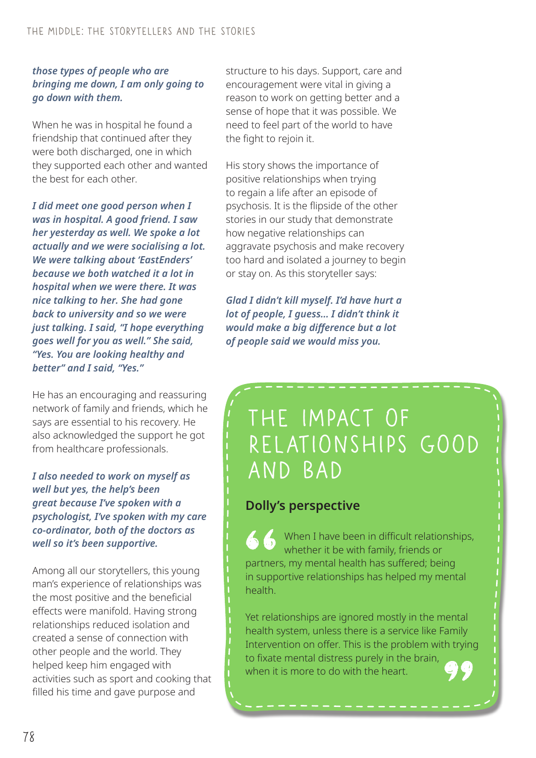***those types of people who are bringing me down, I am only going to go down with them.***

When he was in hospital he found a friendship that continued after they were both discharged, one in which they supported each other and wanted the best for each other.

***I did meet one good person when I was in hospital. A good friend. I saw her yesterday as well. We spoke a lot actually and we were socialising a lot. We were talking about 'EastEnders' because we both watched it a lot in hospital when we were there. It was nice talking to her. She had gone back to university and so we were just talking. I said, "I hope everything goes well for you as well." She said, "Yes. You are looking healthy and better" and I said, "Yes."***

He has an encouraging and reassuring network of family and friends, which he says are essential to his recovery. He also acknowledged the support he got from healthcare professionals.

***I also needed to work on myself as well but yes, the help's been great because I've spoken with a psychologist, I've spoken with my care co-ordinator, both of the doctors as well so it's been supportive.***

Among all our storytellers, this young man's experience of relationships was the most positive and the beneficial effects were manifold. Having strong relationships reduced isolation and created a sense of connection with other people and the world. They helped keep him engaged with activities such as sport and cooking that filled his time and gave purpose and structure to his days. Support, care and encouragement were vital in giving a reason to work on getting better and a sense of hope that it was possible. We need to feel part of the world to have the fight to rejoin it.

His story shows the importance of positive relationships when trying to regain a life after an episode of psychosis. It is the flipside of the other stories in our study that demonstrate how negative relationships can aggravate psychosis and make recovery too hard and isolated a journey to begin or stay on. As this storyteller says:

***Glad I didn't kill myself. I'd have hurt a lot of people, I guess... I didn't think it would make a big difference but a lot of people said we would miss you.***

## THE IMPACT OF RELATIONSHIPS GOOD AND BAD

### Dolly's perspective

"When I have been in difficult relationships, whether it be with family, friends or partners, my mental health has suffered; being in supportive relationships has helped my mental health.

Yet relationships are ignored mostly in the mental health system, unless there is a service like Family Intervention on offer. This is the problem with trying to fixate mental distress purely in the brain, when it is more to do with the heart."